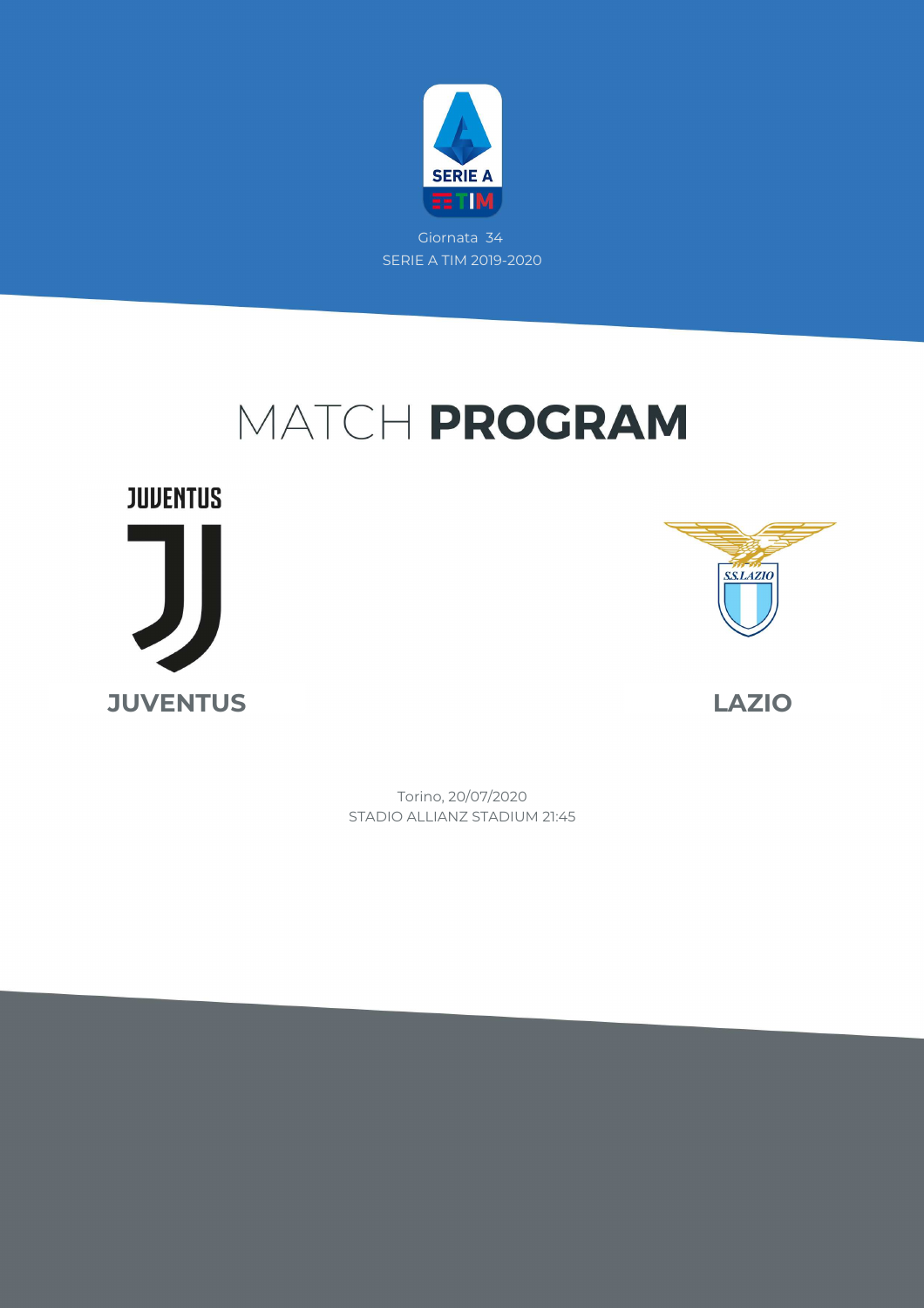Giornata 34

SERIE A TIM 2019-2020

# MATCH **PROGRAM**

**JUVENTUS**

**LAZIO**

Torino, 20/07/2020

STADIO ALLIANZ STADIUM 21:45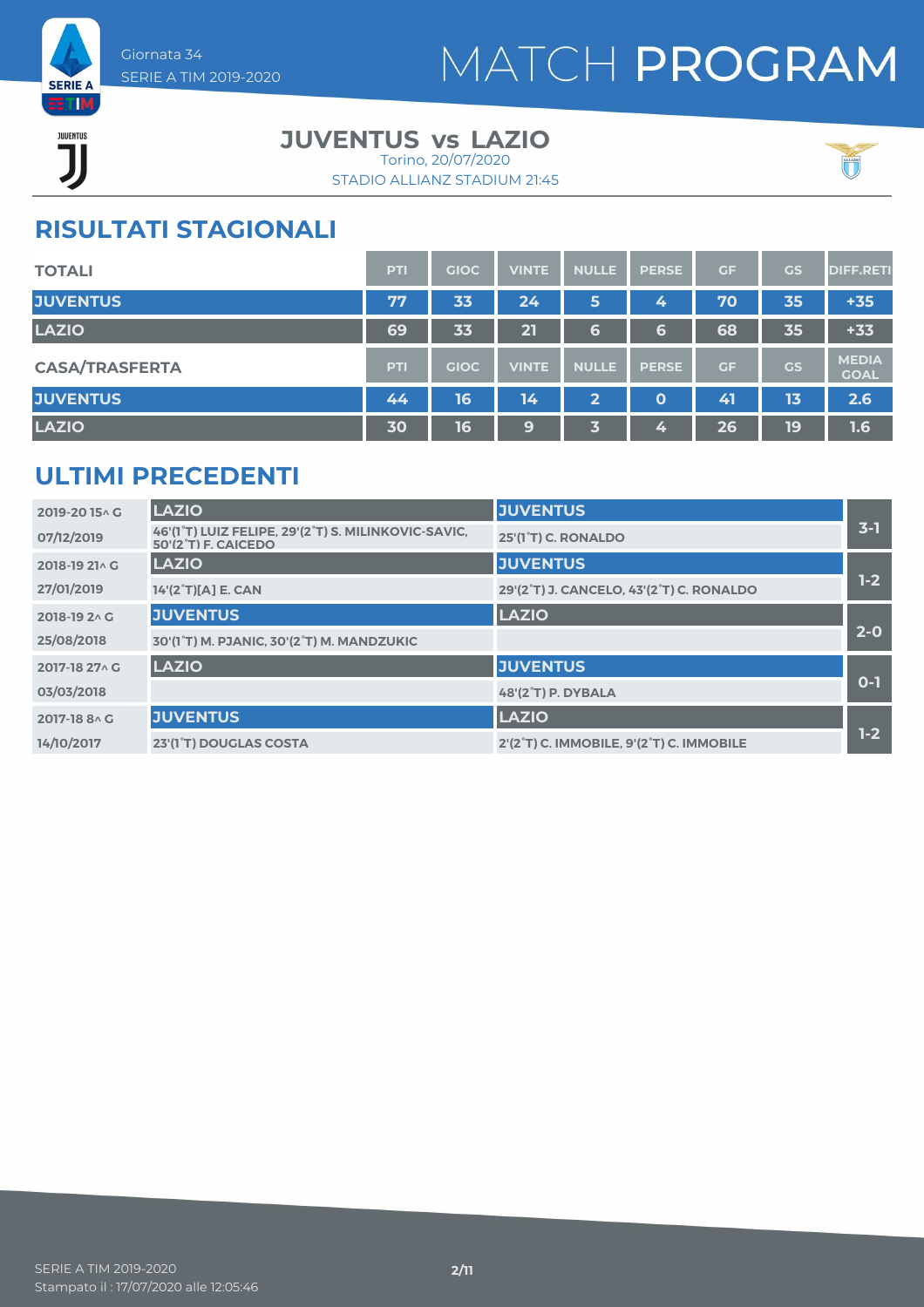# MATCH PROGRAM

Giornata 34
SERIE A TIM 2019-2020

## JUVENTUS vs LAZIO

Torino, 20/07/2020
STADIO ALLIANZ STADIUM 21:45

## RISULTATI STAGIONALI

| TOTALI | PTI | GIOC | VINTE | NULLE | PERSE | GF | GS | DIFF.RETI |
|---|---|---|---|---|---|---|---|---|
| JUVENTUS | 77 | 33 | 24 | 5 | 4 | 70 | 35 | +35 |
| LAZIO | 69 | 33 | 21 | 6 | 6 | 68 | 35 | +33 |

| CASA/TRASFERTA | PTI | GIOC | VINTE | NULLE | PERSE | GF | GS | MEDIA GOAL |
|---|---|---|---|---|---|---|---|---|
| JUVENTUS | 44 | 16 | 14 | 2 | 0 | 41 | 13 | 2.6 |
| LAZIO | 30 | 16 | 9 | 3 | 4 | 26 | 19 | 1.6 |

## ULTIMI PRECEDENTI

| Stagione / Data | Casa | Trasferta | Risultato |
|---|---|---|---|
| 2019-20 15^ G | LAZIO | JUVENTUS | 3-1 |
| 07/12/2019 | 46'(1°T) LUIZ FELIPE, 29'(2°T) S. MILINKOVIC-SAVIC, 50'(2°T) F. CAICEDO | 25'(1°T) C. RONALDO | |
| 2018-19 21^ G | LAZIO | JUVENTUS | 1-2 |
| 27/01/2019 | 14'(2°T)[A] E. CAN | 29'(2°T) J. CANCELO, 43'(2°T) C. RONALDO | |
| 2018-19 2^ G | JUVENTUS | LAZIO | 2-0 |
| 25/08/2018 | 30'(1°T) M. PJANIC, 30'(2°T) M. MANDZUKIC | | |
| 2017-18 27^ G | LAZIO | JUVENTUS | 0-1 |
| 03/03/2018 | | 48'(2°T) P. DYBALA | |
| 2017-18 8^ G | JUVENTUS | LAZIO | 1-2 |
| 14/10/2017 | 23'(1°T) DOUGLAS COSTA | 2'(2°T) C. IMMOBILE, 9'(2°T) C. IMMOBILE | |

SERIE A TIM 2019-2020
Stampato il : 17/07/2020 alle 12:05:46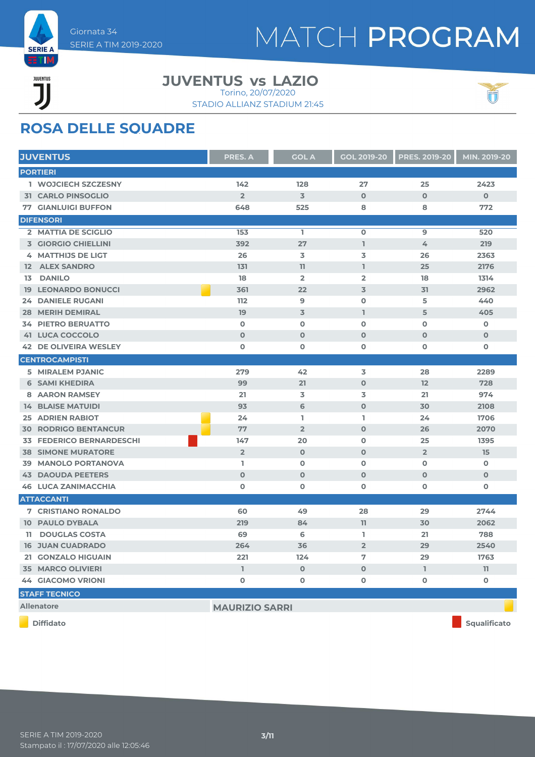Giornata 34
SERIE A TIM 2019-2020

# MATCH PROGRAM

## JUVENTUS vs LAZIO

Torino, 20/07/2020
STADIO ALLIANZ STADIUM 21:45

## ROSA DELLE SQUADRE

| JUVENTUS | | PRES. A | GOL A | GOL 2019-20 | PRES. 2019-20 | MIN. 2019-20 |
|---|---|---|---|---|---|---|
| **PORTIERI** | | | | | | |
| 1 WOJCIECH SZCZESNY | | 142 | 128 | 27 | 25 | 2423 |
| 31 CARLO PINSOGLIO | | 2 | 3 | 0 | 0 | 0 |
| 77 GIANLUIGI BUFFON | | 648 | 525 | 8 | 8 | 772 |
| **DIFENSORI** | | | | | | |
| 2 MATTIA DE SCIGLIO | | 153 | 1 | 0 | 9 | 520 |
| 3 GIORGIO CHIELLINI | | 392 | 27 | 1 | 4 | 219 |
| 4 MATTHIJS DE LIGT | | 26 | 3 | 3 | 26 | 2363 |
| 12 ALEX SANDRO | | 131 | 11 | 1 | 25 | 2176 |
| 13 DANILO | | 18 | 2 | 2 | 18 | 1314 |
| 19 LEONARDO BONUCCI | Diffidato | 361 | 22 | 3 | 31 | 2962 |
| 24 DANIELE RUGANI | | 112 | 9 | 0 | 5 | 440 |
| 28 MERIH DEMIRAL | | 19 | 3 | 1 | 5 | 405 |
| 34 PIETRO BERUATTO | | 0 | 0 | 0 | 0 | 0 |
| 41 LUCA COCCOLO | | 0 | 0 | 0 | 0 | 0 |
| 42 DE OLIVEIRA WESLEY | | 0 | 0 | 0 | 0 | 0 |
| **CENTROCAMPISTI** | | | | | | |
| 5 MIRALEM PJANIC | | 279 | 42 | 3 | 28 | 2289 |
| 6 SAMI KHEDIRA | | 99 | 21 | 0 | 12 | 728 |
| 8 AARON RAMSEY | | 21 | 3 | 3 | 21 | 974 |
| 14 BLAISE MATUIDI | | 93 | 6 | 0 | 30 | 2108 |
| 25 ADRIEN RABIOT | Diffidato | 24 | 1 | 1 | 24 | 1706 |
| 30 RODRIGO BENTANCUR | Diffidato | 77 | 2 | 0 | 26 | 2070 |
| 33 FEDERICO BERNARDESCHI | Squalificato | 147 | 20 | 0 | 25 | 1395 |
| 38 SIMONE MURATORE | | 2 | 0 | 0 | 2 | 15 |
| 39 MANOLO PORTANOVA | | 1 | 0 | 0 | 0 | 0 |
| 43 DAOUDA PEETERS | | 0 | 0 | 0 | 0 | 0 |
| 46 LUCA ZANIMACCHIA | | 0 | 0 | 0 | 0 | 0 |
| **ATTACCANTI** | | | | | | |
| 7 CRISTIANO RONALDO | | 60 | 49 | 28 | 29 | 2744 |
| 10 PAULO DYBALA | | 219 | 84 | 11 | 30 | 2062 |
| 11 DOUGLAS COSTA | | 69 | 6 | 1 | 21 | 788 |
| 16 JUAN CUADRADO | | 264 | 36 | 2 | 29 | 2540 |
| 21 GONZALO HIGUAIN | | 221 | 124 | 7 | 29 | 1763 |
| 35 MARCO OLIVIERI | | 1 | 0 | 0 | 1 | 11 |
| 44 GIACOMO VRIONI | | 0 | 0 | 0 | 0 | 0 |

| STAFF TECNICO | | |
|---|---|---|
| Allenatore | MAURIZIO SARRI | Diffidato |

Diffidato — Squalificato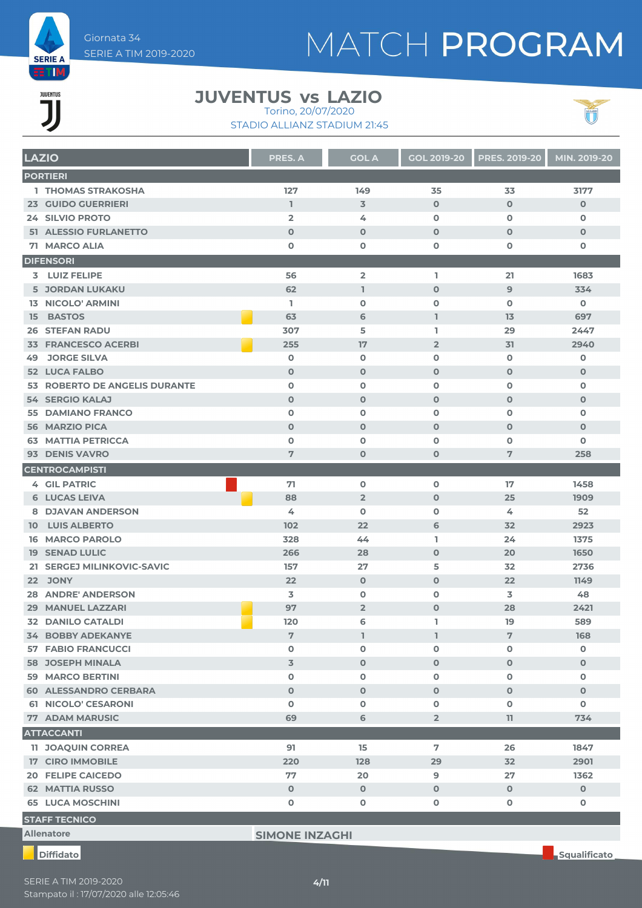Giornata 34
SERIE A TIM 2019-2020

# MATCH PROGRAM

## JUVENTUS vs LAZIO

Torino, 20/07/2020
STADIO ALLIANZ STADIUM 21:45

| LAZIO | | PRES. A | GOL A | GOL 2019-20 | PRES. 2019-20 | MIN. 2019-20 |
|---|---|---|---|---|---|---|
| **PORTIERI** | | | | | | |
| 1 THOMAS STRAKOSHA | | 127 | 149 | 35 | 33 | 3177 |
| 23 GUIDO GUERRIERI | | 1 | 3 | 0 | 0 | 0 |
| 24 SILVIO PROTO | | 2 | 4 | 0 | 0 | 0 |
| 51 ALESSIO FURLANETTO | | 0 | 0 | 0 | 0 | 0 |
| 71 MARCO ALIA | | 0 | 0 | 0 | 0 | 0 |
| **DIFENSORI** | | | | | | |
| 3 LUIZ FELIPE | | 56 | 2 | 1 | 21 | 1683 |
| 5 JORDAN LUKAKU | | 62 | 1 | 0 | 9 | 334 |
| 13 NICOLO' ARMINI | | 1 | 0 | 0 | 0 | 0 |
| 15 BASTOS | Diffidato | 63 | 6 | 1 | 13 | 697 |
| 26 STEFAN RADU | | 307 | 5 | 1 | 29 | 2447 |
| 33 FRANCESCO ACERBI | Diffidato | 255 | 17 | 2 | 31 | 2940 |
| 49 JORGE SILVA | | 0 | 0 | 0 | 0 | 0 |
| 52 LUCA FALBO | | 0 | 0 | 0 | 0 | 0 |
| 53 ROBERTO DE ANGELIS DURANTE | | 0 | 0 | 0 | 0 | 0 |
| 54 SERGIO KALAJ | | 0 | 0 | 0 | 0 | 0 |
| 55 DAMIANO FRANCO | | 0 | 0 | 0 | 0 | 0 |
| 56 MARZIO PICA | | 0 | 0 | 0 | 0 | 0 |
| 63 MATTIA PETRICCA | | 0 | 0 | 0 | 0 | 0 |
| 93 DENIS VAVRO | | 7 | 0 | 0 | 7 | 258 |
| **CENTROCAMPISTI** | | | | | | |
| 4 GIL PATRIC | Squalificato | 71 | 0 | 0 | 17 | 1458 |
| 6 LUCAS LEIVA | Diffidato | 88 | 2 | 0 | 25 | 1909 |
| 8 DJAVAN ANDERSON | | 4 | 0 | 0 | 4 | 52 |
| 10 LUIS ALBERTO | | 102 | 22 | 6 | 32 | 2923 |
| 16 MARCO PAROLO | | 328 | 44 | 1 | 24 | 1375 |
| 19 SENAD LULIC | | 266 | 28 | 0 | 20 | 1650 |
| 21 SERGEJ MILINKOVIC-SAVIC | | 157 | 27 | 5 | 32 | 2736 |
| 22 JONY | | 22 | 0 | 0 | 22 | 1149 |
| 28 ANDRE' ANDERSON | | 3 | 0 | 0 | 3 | 48 |
| 29 MANUEL LAZZARI | Diffidato | 97 | 2 | 0 | 28 | 2421 |
| 32 DANILO CATALDI | Diffidato | 120 | 6 | 1 | 19 | 589 |
| 34 BOBBY ADEKANYE | | 7 | 1 | 1 | 7 | 168 |
| 57 FABIO FRANCUCCI | | 0 | 0 | 0 | 0 | 0 |
| 58 JOSEPH MINALA | | 3 | 0 | 0 | 0 | 0 |
| 59 MARCO BERTINI | | 0 | 0 | 0 | 0 | 0 |
| 60 ALESSANDRO CERBARA | | 0 | 0 | 0 | 0 | 0 |
| 61 NICOLO' CESARONI | | 0 | 0 | 0 | 0 | 0 |
| 77 ADAM MARUSIC | | 69 | 6 | 2 | 11 | 734 |
| **ATTACCANTI** | | | | | | |
| 11 JOAQUIN CORREA | | 91 | 15 | 7 | 26 | 1847 |
| 17 CIRO IMMOBILE | | 220 | 128 | 29 | 32 | 2901 |
| 20 FELIPE CAICEDO | | 77 | 20 | 9 | 27 | 1362 |
| 62 MATTIA RUSSO | | 0 | 0 | 0 | 0 | 0 |
| 65 LUCA MOSCHINI | | 0 | 0 | 0 | 0 | 0 |

**STAFF TECNICO**

| Allenatore | SIMONE INZAGHI |
|---|---|

Diffidato — Squalificato

SERIE A TIM 2019-2020
Stampato il : 17/07/2020 alle 12:05:46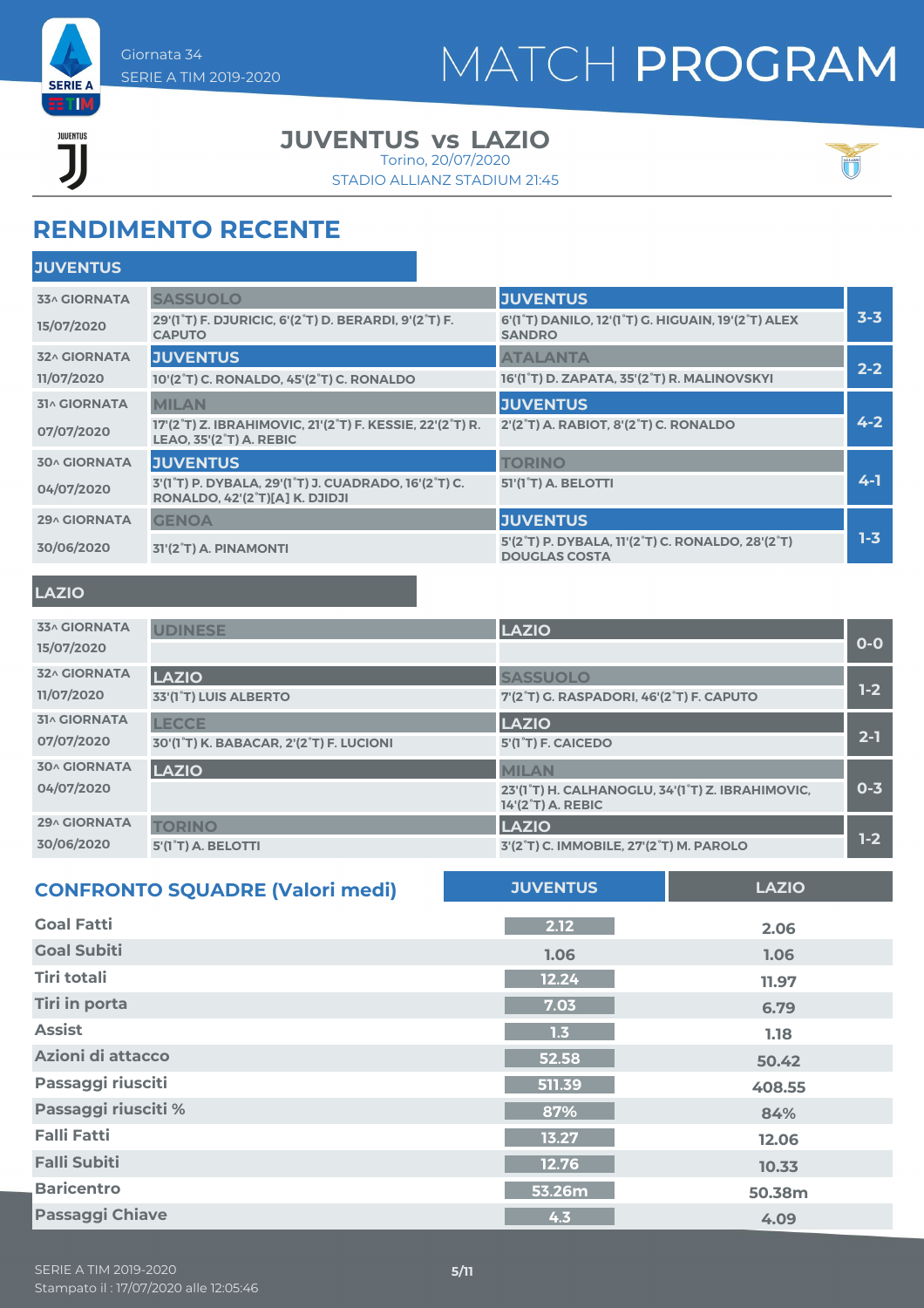Giornata 34
SERIE A TIM 2019-2020

# MATCH PROGRAM

## JUVENTUS vs LAZIO

Torino, 20/07/2020
STADIO ALLIANZ STADIUM 21:45

## RENDIMENTO RECENTE

### JUVENTUS

| Giornata | Casa | Trasferta | Risultato |
|---|---|---|---|
| 33^ GIORNATA 15/07/2020 | SASSUOLO<br>29'(1°T) F. DJURICIC, 6'(2°T) D. BERARDI, 9'(2°T) F. CAPUTO | JUVENTUS<br>6'(1°T) DANILO, 12'(1°T) G. HIGUAIN, 19'(2°T) ALEX SANDRO | 3-3 |
| 32^ GIORNATA 11/07/2020 | JUVENTUS<br>10'(2°T) C. RONALDO, 45'(2°T) C. RONALDO | ATALANTA<br>16'(1°T) D. ZAPATA, 35'(2°T) R. MALINOVSKYI | 2-2 |
| 31^ GIORNATA 07/07/2020 | MILAN<br>17'(2°T) Z. IBRAHIMOVIC, 21'(2°T) F. KESSIE, 22'(2°T) R. LEAO, 35'(2°T) A. REBIC | JUVENTUS<br>2'(2°T) A. RABIOT, 8'(2°T) C. RONALDO | 4-2 |
| 30^ GIORNATA 04/07/2020 | JUVENTUS<br>3'(1°T) P. DYBALA, 29'(1°T) J. CUADRADO, 16'(2°T) C. RONALDO, 42'(2°T)[A] K. DJIDJI | TORINO<br>51'(1°T) A. BELOTTI | 4-1 |
| 29^ GIORNATA 30/06/2020 | GENOA<br>31'(2°T) A. PINAMONTI | JUVENTUS<br>5'(2°T) P. DYBALA, 11'(2°T) C. RONALDO, 28'(2°T) DOUGLAS COSTA | 1-3 |

### LAZIO

| Giornata | Casa | Trasferta | Risultato |
|---|---|---|---|
| 33^ GIORNATA 15/07/2020 | UDINESE | LAZIO | 0-0 |
| 32^ GIORNATA 11/07/2020 | LAZIO<br>33'(1°T) LUIS ALBERTO | SASSUOLO<br>7'(2°T) G. RASPADORI, 46'(2°T) F. CAPUTO | 1-2 |
| 31^ GIORNATA 07/07/2020 | LECCE<br>30'(1°T) K. BABACAR, 2'(2°T) F. LUCIONI | LAZIO<br>5'(1°T) F. CAICEDO | 2-1 |
| 30^ GIORNATA 04/07/2020 | LAZIO | MILAN<br>23'(1°T) H. CALHANOGLU, 34'(1°T) Z. IBRAHIMOVIC, 14'(2°T) A. REBIC | 0-3 |
| 29^ GIORNATA 30/06/2020 | TORINO<br>5'(1°T) A. BELOTTI | LAZIO<br>3'(2°T) C. IMMOBILE, 27'(2°T) M. PAROLO | 1-2 |

## CONFRONTO SQUADRE (Valori medi)

| | JUVENTUS | LAZIO |
|---|---|---|
| Goal Fatti | 2.12 | 2.06 |
| Goal Subiti | 1.06 | 1.06 |
| Tiri totali | 12.24 | 11.97 |
| Tiri in porta | 7.03 | 6.79 |
| Assist | 1.3 | 1.18 |
| Azioni di attacco | 52.58 | 50.42 |
| Passaggi riusciti | 511.39 | 408.55 |
| Passaggi riusciti % | 87% | 84% |
| Falli Fatti | 13.27 | 12.06 |
| Falli Subiti | 12.76 | 10.33 |
| Baricentro | 53.26m | 50.38m |
| Passaggi Chiave | 4.3 | 4.09 |

SERIE A TIM 2019-2020
Stampato il : 17/07/2020 alle 12:05:46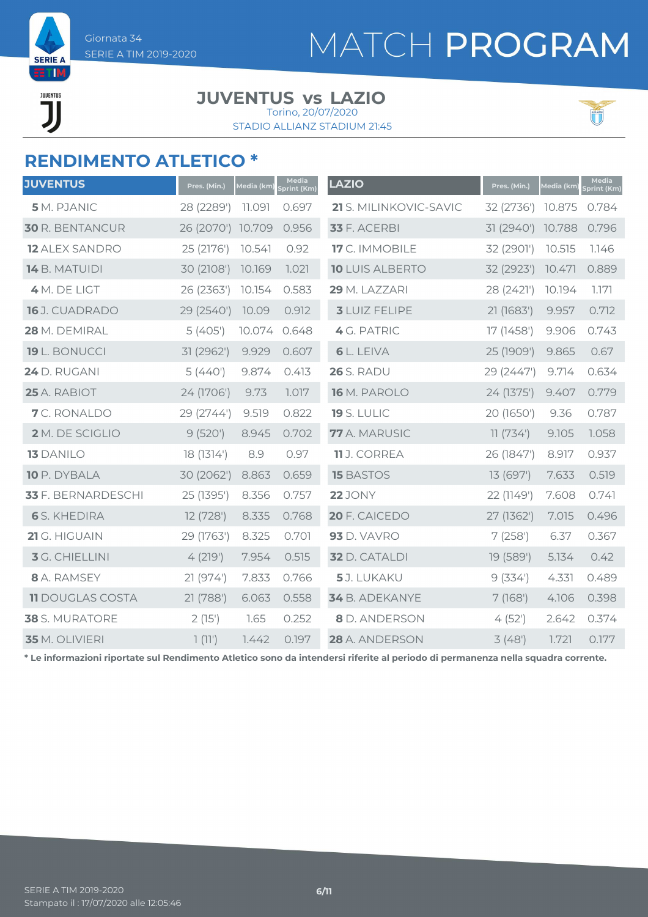# MATCH PROGRAM

Giornata 34
SERIE A TIM 2019-2020

## JUVENTUS vs LAZIO

Torino, 20/07/2020
STADIO ALLIANZ STADIUM 21:45

## RENDIMENTO ATLETICO *

| JUVENTUS | Pres. (Min.) | Media (km) | Media Sprint (Km) |
|---|---|---|---|
| **5** M. PJANIC | 28 (2289') | 11.091 | 0.697 |
| **30** R. BENTANCUR | 26 (2070') | 10.709 | 0.956 |
| **12** ALEX SANDRO | 25 (2176') | 10.541 | 0.92 |
| **14** B. MATUIDI | 30 (2108') | 10.169 | 1.021 |
| **4** M. DE LIGT | 26 (2363') | 10.154 | 0.583 |
| **16** J. CUADRADO | 29 (2540') | 10.09 | 0.912 |
| **28** M. DEMIRAL | 5 (405') | 10.074 | 0.648 |
| **19** L. BONUCCI | 31 (2962') | 9.929 | 0.607 |
| **24** D. RUGANI | 5 (440') | 9.874 | 0.413 |
| **25** A. RABIOT | 24 (1706') | 9.73 | 1.017 |
| **7** C. RONALDO | 29 (2744') | 9.519 | 0.822 |
| **2** M. DE SCIGLIO | 9 (520') | 8.945 | 0.702 |
| **13** DANILO | 18 (1314') | 8.9 | 0.97 |
| **10** P. DYBALA | 30 (2062') | 8.863 | 0.659 |
| **33** F. BERNARDESCHI | 25 (1395') | 8.356 | 0.757 |
| **6** S. KHEDIRA | 12 (728') | 8.335 | 0.768 |
| **21** G. HIGUAIN | 29 (1763') | 8.325 | 0.701 |
| **3** G. CHIELLINI | 4 (219') | 7.954 | 0.515 |
| **8** A. RAMSEY | 21 (974') | 7.833 | 0.766 |
| **11** DOUGLAS COSTA | 21 (788') | 6.063 | 0.558 |
| **38** S. MURATORE | 2 (15') | 1.65 | 0.252 |
| **35** M. OLIVIERI | 1 (11') | 1.442 | 0.197 |

| LAZIO | Pres. (Min.) | Media (km) | Media Sprint (Km) |
|---|---|---|---|
| **21** S. MILINKOVIC-SAVIC | 32 (2736') | 10.875 | 0.784 |
| **33** F. ACERBI | 31 (2940') | 10.788 | 0.796 |
| **17** C. IMMOBILE | 32 (2901') | 10.515 | 1.146 |
| **10** LUIS ALBERTO | 32 (2923') | 10.471 | 0.889 |
| **29** M. LAZZARI | 28 (2421') | 10.194 | 1.171 |
| **3** LUIZ FELIPE | 21 (1683') | 9.957 | 0.712 |
| **4** G. PATRIC | 17 (1458') | 9.906 | 0.743 |
| **6** L. LEIVA | 25 (1909') | 9.865 | 0.67 |
| **26** S. RADU | 29 (2447') | 9.714 | 0.634 |
| **16** M. PAROLO | 24 (1375') | 9.407 | 0.779 |
| **19** S. LULIC | 20 (1650') | 9.36 | 0.787 |
| **77** A. MARUSIC | 11 (734') | 9.105 | 1.058 |
| **11** J. CORREA | 26 (1847') | 8.917 | 0.937 |
| **15** BASTOS | 13 (697') | 7.633 | 0.519 |
| **22** JONY | 22 (1149') | 7.608 | 0.741 |
| **20** F. CAICEDO | 27 (1362') | 7.015 | 0.496 |
| **93** D. VAVRO | 7 (258') | 6.37 | 0.367 |
| **32** D. CATALDI | 19 (589') | 5.134 | 0.42 |
| **5** J. LUKAKU | 9 (334') | 4.331 | 0.489 |
| **34** B. ADEKANYE | 7 (168') | 4.106 | 0.398 |
| **8** D. ANDERSON | 4 (52') | 2.642 | 0.374 |
| **28** A. ANDERSON | 3 (48') | 1.721 | 0.177 |

**\* Le informazioni riportate sul Rendimento Atletico sono da intendersi riferite al periodo di permanenza nella squadra corrente.**

SERIE A TIM 2019-2020
Stampato il : 17/07/2020 alle 12:05:46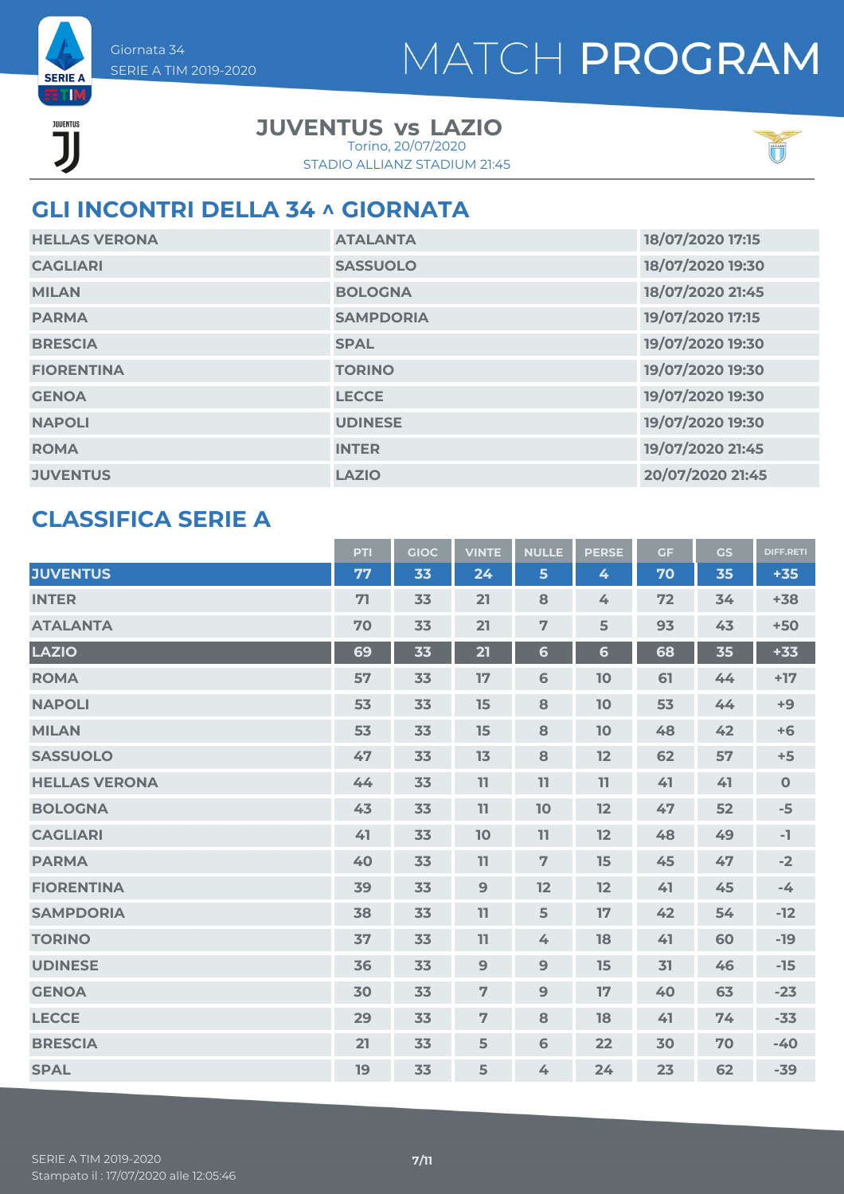Giornata 34
SERIE A TIM 2019-2020

# MATCH PROGRAM

**JUVENTUS vs LAZIO**
Torino, 20/07/2020
STADIO ALLIANZ STADIUM 21:45

## GLI INCONTRI DELLA 34 ^ GIORNATA

| | | |
|---|---|---|
| HELLAS VERONA | ATALANTA | 18/07/2020 17:15 |
| CAGLIARI | SASSUOLO | 18/07/2020 19:30 |
| MILAN | BOLOGNA | 18/07/2020 21:45 |
| PARMA | SAMPDORIA | 19/07/2020 17:15 |
| BRESCIA | SPAL | 19/07/2020 19:30 |
| FIORENTINA | TORINO | 19/07/2020 19:30 |
| GENOA | LECCE | 19/07/2020 19:30 |
| NAPOLI | UDINESE | 19/07/2020 19:30 |
| ROMA | INTER | 19/07/2020 21:45 |
| JUVENTUS | LAZIO | 20/07/2020 21:45 |

## CLASSIFICA SERIE A

| | PTI | GIOC | VINTE | NULLE | PERSE | GF | GS | DIFF.RETI |
|---|---|---|---|---|---|---|---|---|
| JUVENTUS | 77 | 33 | 24 | 5 | 4 | 70 | 35 | +35 |
| INTER | 71 | 33 | 21 | 8 | 4 | 72 | 34 | +38 |
| ATALANTA | 70 | 33 | 21 | 7 | 5 | 93 | 43 | +50 |
| LAZIO | 69 | 33 | 21 | 6 | 6 | 68 | 35 | +33 |
| ROMA | 57 | 33 | 17 | 6 | 10 | 61 | 44 | +17 |
| NAPOLI | 53 | 33 | 15 | 8 | 10 | 53 | 44 | +9 |
| MILAN | 53 | 33 | 15 | 8 | 10 | 48 | 42 | +6 |
| SASSUOLO | 47 | 33 | 13 | 8 | 12 | 62 | 57 | +5 |
| HELLAS VERONA | 44 | 33 | 11 | 11 | 11 | 41 | 41 | 0 |
| BOLOGNA | 43 | 33 | 11 | 10 | 12 | 47 | 52 | -5 |
| CAGLIARI | 41 | 33 | 10 | 11 | 12 | 48 | 49 | -1 |
| PARMA | 40 | 33 | 11 | 7 | 15 | 45 | 47 | -2 |
| FIORENTINA | 39 | 33 | 9 | 12 | 12 | 41 | 45 | -4 |
| SAMPDORIA | 38 | 33 | 11 | 5 | 17 | 42 | 54 | -12 |
| TORINO | 37 | 33 | 11 | 4 | 18 | 41 | 60 | -19 |
| UDINESE | 36 | 33 | 9 | 9 | 15 | 31 | 46 | -15 |
| GENOA | 30 | 33 | 7 | 9 | 17 | 40 | 63 | -23 |
| LECCE | 29 | 33 | 7 | 8 | 18 | 41 | 74 | -33 |
| BRESCIA | 21 | 33 | 5 | 6 | 22 | 30 | 70 | -40 |
| SPAL | 19 | 33 | 5 | 4 | 24 | 23 | 62 | -39 |

SERIE A TIM 2019-2020
Stampato il : 17/07/2020 alle 12:05:46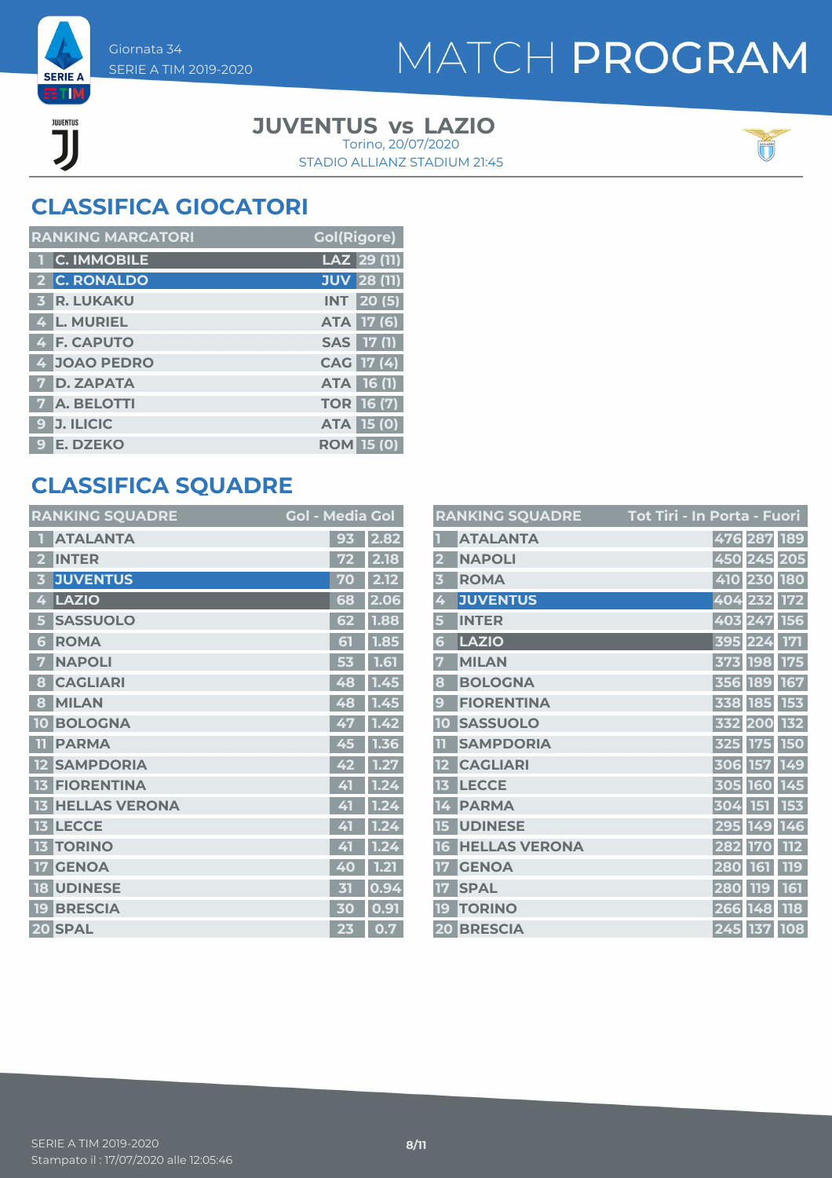Giornata 34
SERIE A TIM 2019-2020

# MATCH PROGRAM

**JUVENTUS vs LAZIO**
Torino, 20/07/2020
STADIO ALLIANZ STADIUM 21:45

## CLASSIFICA GIOCATORI

| RANKING MARCATORI | | | Gol(Rigore) |
|---|---|---|---|
| 1 | C. IMMOBILE | LAZ | 29 (11) |
| 2 | C. RONALDO | JUV | 28 (11) |
| 3 | R. LUKAKU | INT | 20 (5) |
| 4 | L. MURIEL | ATA | 17 (6) |
| 4 | F. CAPUTO | SAS | 17 (1) |
| 4 | JOAO PEDRO | CAG | 17 (4) |
| 7 | D. ZAPATA | ATA | 16 (1) |
| 7 | A. BELOTTI | TOR | 16 (7) |
| 9 | J. ILICIC | ATA | 15 (0) |
| 9 | E. DZEKO | ROM | 15 (0) |

## CLASSIFICA SQUADRE

| RANKING SQUADRE | | Gol | Media Gol |
|---|---|---|---|
| 1 | ATALANTA | 93 | 2.82 |
| 2 | INTER | 72 | 2.18 |
| 3 | JUVENTUS | 70 | 2.12 |
| 4 | LAZIO | 68 | 2.06 |
| 5 | SASSUOLO | 62 | 1.88 |
| 6 | ROMA | 61 | 1.85 |
| 7 | NAPOLI | 53 | 1.61 |
| 8 | CAGLIARI | 48 | 1.45 |
| 8 | MILAN | 48 | 1.45 |
| 10 | BOLOGNA | 47 | 1.42 |
| 11 | PARMA | 45 | 1.36 |
| 12 | SAMPDORIA | 42 | 1.27 |
| 13 | FIORENTINA | 41 | 1.24 |
| 13 | HELLAS VERONA | 41 | 1.24 |
| 13 | LECCE | 41 | 1.24 |
| 13 | TORINO | 41 | 1.24 |
| 17 | GENOA | 40 | 1.21 |
| 18 | UDINESE | 31 | 0.94 |
| 19 | BRESCIA | 30 | 0.91 |
| 20 | SPAL | 23 | 0.7 |

| RANKING SQUADRE | | Tot Tiri | In Porta | Fuori |
|---|---|---|---|---|
| 1 | ATALANTA | 476 | 287 | 189 |
| 2 | NAPOLI | 450 | 245 | 205 |
| 3 | ROMA | 410 | 230 | 180 |
| 4 | JUVENTUS | 404 | 232 | 172 |
| 5 | INTER | 403 | 247 | 156 |
| 6 | LAZIO | 395 | 224 | 171 |
| 7 | MILAN | 373 | 198 | 175 |
| 8 | BOLOGNA | 356 | 189 | 167 |
| 9 | FIORENTINA | 338 | 185 | 153 |
| 10 | SASSUOLO | 332 | 200 | 132 |
| 11 | SAMPDORIA | 325 | 175 | 150 |
| 12 | CAGLIARI | 306 | 157 | 149 |
| 13 | LECCE | 305 | 160 | 145 |
| 14 | PARMA | 304 | 151 | 153 |
| 15 | UDINESE | 295 | 149 | 146 |
| 16 | HELLAS VERONA | 282 | 170 | 112 |
| 17 | GENOA | 280 | 161 | 119 |
| 17 | SPAL | 280 | 119 | 161 |
| 19 | TORINO | 266 | 148 | 118 |
| 20 | BRESCIA | 245 | 137 | 108 |

SERIE A TIM 2019-2020
Stampato il : 17/07/2020 alle 12:05:46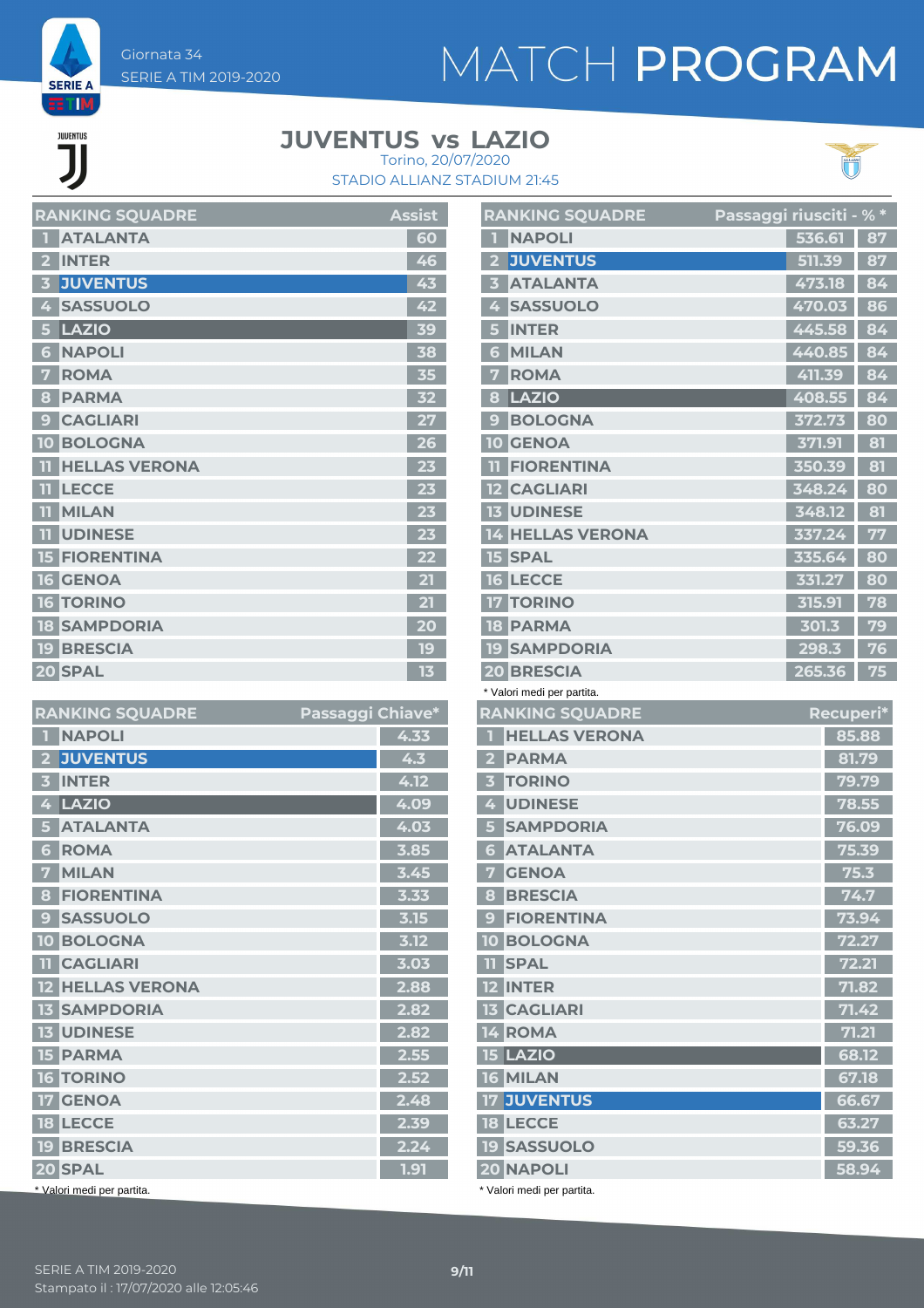Giornata 34
SERIE A TIM 2019-2020

# MATCH PROGRAM

## JUVENTUS vs LAZIO

Torino, 20/07/2020
STADIO ALLIANZ STADIUM 21:45

| RANKING SQUADRE | | Assist |
|---|---|---|
| 1 | ATALANTA | 60 |
| 2 | INTER | 46 |
| 3 | JUVENTUS | 43 |
| 4 | SASSUOLO | 42 |
| 5 | LAZIO | 39 |
| 6 | NAPOLI | 38 |
| 7 | ROMA | 35 |
| 8 | PARMA | 32 |
| 9 | CAGLIARI | 27 |
| 10 | BOLOGNA | 26 |
| 11 | HELLAS VERONA | 23 |
| 11 | LECCE | 23 |
| 11 | MILAN | 23 |
| 11 | UDINESE | 23 |
| 15 | FIORENTINA | 22 |
| 16 | GENOA | 21 |
| 16 | TORINO | 21 |
| 18 | SAMPDORIA | 20 |
| 19 | BRESCIA | 19 |
| 20 | SPAL | 13 |

| RANKING SQUADRE | | Passaggi riusciti | % * |
|---|---|---|---|
| 1 | NAPOLI | 536.61 | 87 |
| 2 | JUVENTUS | 511.39 | 87 |
| 3 | ATALANTA | 473.18 | 84 |
| 4 | SASSUOLO | 470.03 | 86 |
| 5 | INTER | 445.58 | 84 |
| 6 | MILAN | 440.85 | 84 |
| 7 | ROMA | 411.39 | 84 |
| 8 | LAZIO | 408.55 | 84 |
| 9 | BOLOGNA | 372.73 | 80 |
| 10 | GENOA | 371.91 | 81 |
| 11 | FIORENTINA | 350.39 | 81 |
| 12 | CAGLIARI | 348.24 | 80 |
| 13 | UDINESE | 348.12 | 81 |
| 14 | HELLAS VERONA | 337.24 | 77 |
| 15 | SPAL | 335.64 | 80 |
| 16 | LECCE | 331.27 | 80 |
| 17 | TORINO | 315.91 | 78 |
| 18 | PARMA | 301.3 | 79 |
| 19 | SAMPDORIA | 298.3 | 76 |
| 20 | BRESCIA | 265.36 | 75 |

\* Valori medi per partita.

| RANKING SQUADRE | | Passaggi Chiave* |
|---|---|---|
| 1 | NAPOLI | 4.33 |
| 2 | JUVENTUS | 4.3 |
| 3 | INTER | 4.12 |
| 4 | LAZIO | 4.09 |
| 5 | ATALANTA | 4.03 |
| 6 | ROMA | 3.85 |
| 7 | MILAN | 3.45 |
| 8 | FIORENTINA | 3.33 |
| 9 | SASSUOLO | 3.15 |
| 10 | BOLOGNA | 3.12 |
| 11 | CAGLIARI | 3.03 |
| 12 | HELLAS VERONA | 2.88 |
| 13 | SAMPDORIA | 2.82 |
| 13 | UDINESE | 2.82 |
| 15 | PARMA | 2.55 |
| 16 | TORINO | 2.52 |
| 17 | GENOA | 2.48 |
| 18 | LECCE | 2.39 |
| 19 | BRESCIA | 2.24 |
| 20 | SPAL | 1.91 |

\* Valori medi per partita.

| RANKING SQUADRE | | Recuperi* |
|---|---|---|
| 1 | HELLAS VERONA | 85.88 |
| 2 | PARMA | 81.79 |
| 3 | TORINO | 79.79 |
| 4 | UDINESE | 78.55 |
| 5 | SAMPDORIA | 76.09 |
| 6 | ATALANTA | 75.39 |
| 7 | GENOA | 75.3 |
| 8 | BRESCIA | 74.7 |
| 9 | FIORENTINA | 73.94 |
| 10 | BOLOGNA | 72.27 |
| 11 | SPAL | 72.21 |
| 12 | INTER | 71.82 |
| 13 | CAGLIARI | 71.42 |
| 14 | ROMA | 71.21 |
| 15 | LAZIO | 68.12 |
| 16 | MILAN | 67.18 |
| 17 | JUVENTUS | 66.67 |
| 18 | LECCE | 63.27 |
| 19 | SASSUOLO | 59.36 |
| 20 | NAPOLI | 58.94 |

\* Valori medi per partita.

SERIE A TIM 2019-2020
Stampato il : 17/07/2020 alle 12:05:46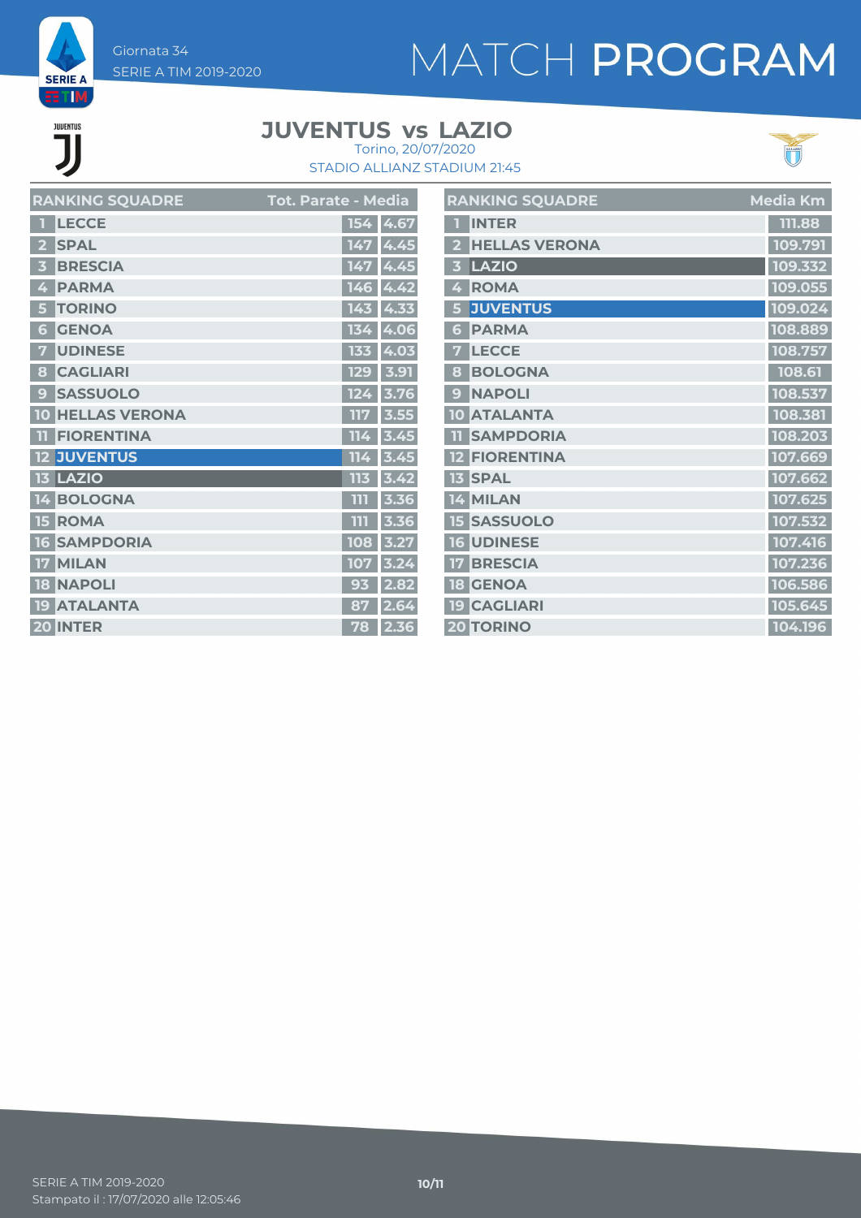# MATCH PROGRAM

Giornata 34
SERIE A TIM 2019-2020

## JUVENTUS vs LAZIO

Torino, 20/07/2020
STADIO ALLIANZ STADIUM 21:45

| RANKING SQUADRE | | Tot. Parate | Media |
|---|---|---|---|
| 1 | LECCE | 154 | 4.67 |
| 2 | SPAL | 147 | 4.45 |
| 3 | BRESCIA | 147 | 4.45 |
| 4 | PARMA | 146 | 4.42 |
| 5 | TORINO | 143 | 4.33 |
| 6 | GENOA | 134 | 4.06 |
| 7 | UDINESE | 133 | 4.03 |
| 8 | CAGLIARI | 129 | 3.91 |
| 9 | SASSUOLO | 124 | 3.76 |
| 10 | HELLAS VERONA | 117 | 3.55 |
| 11 | FIORENTINA | 114 | 3.45 |
| 12 | JUVENTUS | 114 | 3.45 |
| 13 | LAZIO | 113 | 3.42 |
| 14 | BOLOGNA | 111 | 3.36 |
| 15 | ROMA | 111 | 3.36 |
| 16 | SAMPDORIA | 108 | 3.27 |
| 17 | MILAN | 107 | 3.24 |
| 18 | NAPOLI | 93 | 2.82 |
| 19 | ATALANTA | 87 | 2.64 |
| 20 | INTER | 78 | 2.36 |

| RANKING SQUADRE | | Media Km |
|---|---|---|
| 1 | INTER | 111.88 |
| 2 | HELLAS VERONA | 109.791 |
| 3 | LAZIO | 109.332 |
| 4 | ROMA | 109.055 |
| 5 | JUVENTUS | 109.024 |
| 6 | PARMA | 108.889 |
| 7 | LECCE | 108.757 |
| 8 | BOLOGNA | 108.61 |
| 9 | NAPOLI | 108.537 |
| 10 | ATALANTA | 108.381 |
| 11 | SAMPDORIA | 108.203 |
| 12 | FIORENTINA | 107.669 |
| 13 | SPAL | 107.662 |
| 14 | MILAN | 107.625 |
| 15 | SASSUOLO | 107.532 |
| 16 | UDINESE | 107.416 |
| 17 | BRESCIA | 107.236 |
| 18 | GENOA | 106.586 |
| 19 | CAGLIARI | 105.645 |
| 20 | TORINO | 104.196 |

SERIE A TIM 2019-2020
Stampato il : 17/07/2020 alle 12:05:46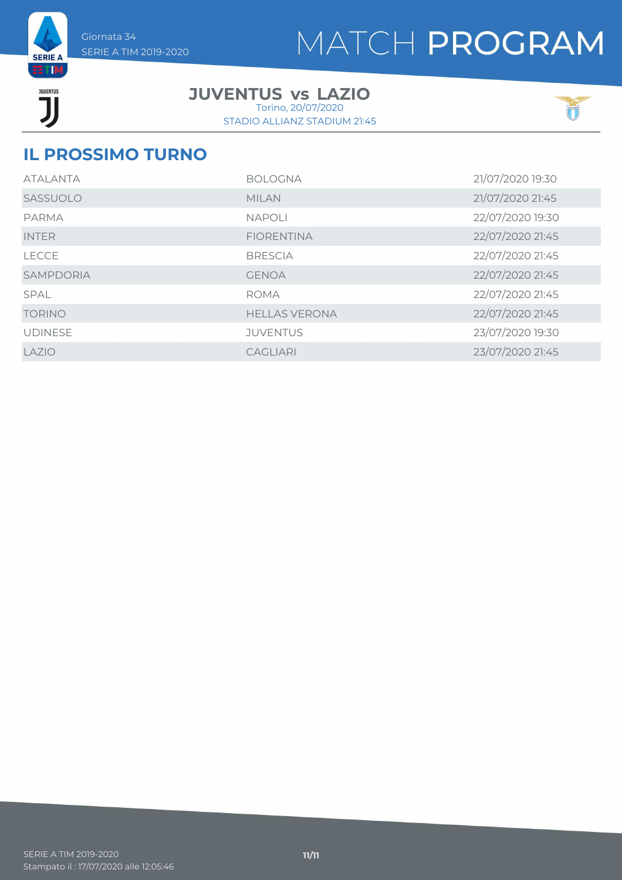# MATCH PROGRAM

Giornata 34
SERIE A TIM 2019-2020

**JUVENTUS vs LAZIO**
Torino, 20/07/2020
STADIO ALLIANZ STADIUM 21:45

## IL PROSSIMO TURNO

| | | |
|---|---|---|
| ATALANTA | BOLOGNA | 21/07/2020 19:30 |
| SASSUOLO | MILAN | 21/07/2020 21:45 |
| PARMA | NAPOLI | 22/07/2020 19:30 |
| INTER | FIORENTINA | 22/07/2020 21:45 |
| LECCE | BRESCIA | 22/07/2020 21:45 |
| SAMPDORIA | GENOA | 22/07/2020 21:45 |
| SPAL | ROMA | 22/07/2020 21:45 |
| TORINO | HELLAS VERONA | 22/07/2020 21:45 |
| UDINESE | JUVENTUS | 23/07/2020 19:30 |
| LAZIO | CAGLIARI | 23/07/2020 21:45 |

Stampato il : 17/07/2020 alle 12:05:46